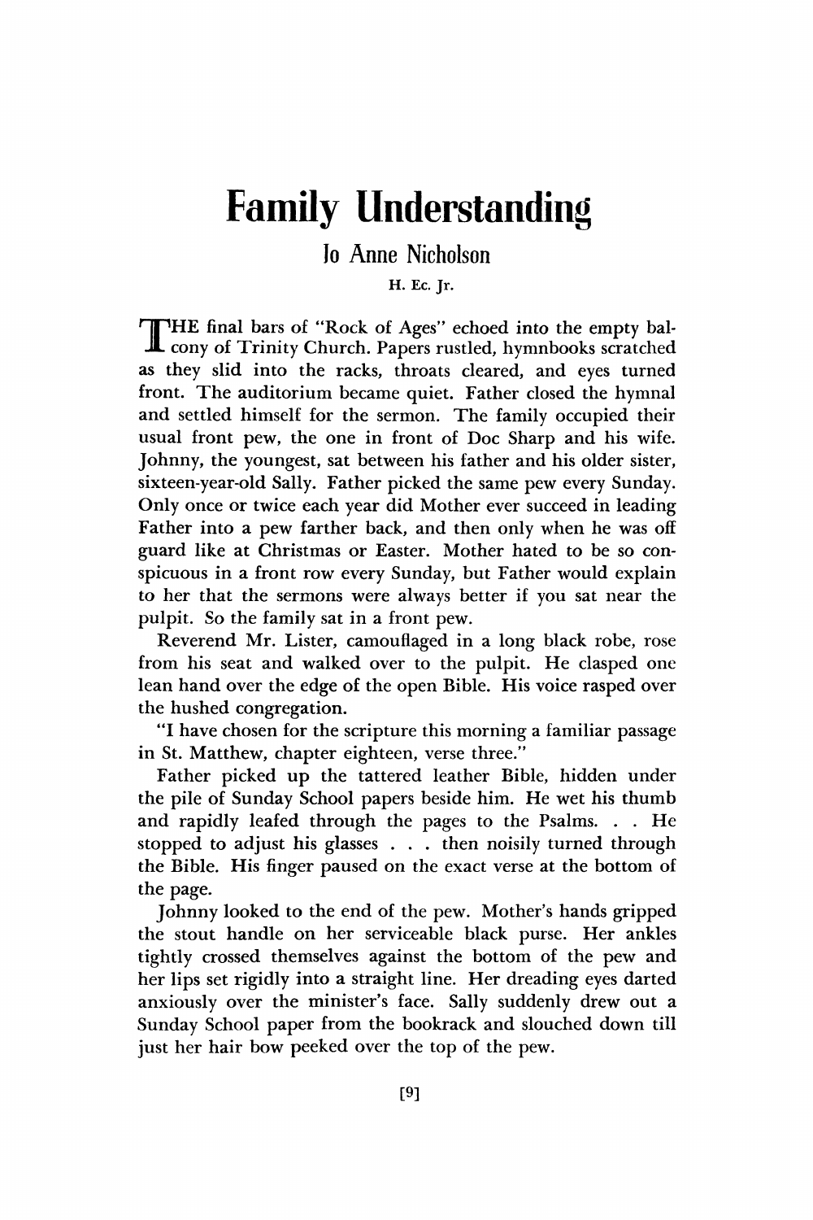# Family Understanding

Jo Anne Nicholson

H. Ec. Jr.

THE final bars of "Rock of Ages" echoed into the empty balcony of Trinity Church. Papers rustled, hymnbooks scratched as they slid into the racks, throats cleared, and eyes turned front. The auditorium became quiet. Father closed the hymnal and settled himself for the sermon. The family occupied their usual front pew, the one in front of Doc Sharp and his wife. Johnny, the youngest, sat between his father and his older sister, sixteen-year-old Sally. Father picked the same pew every Sunday. Only once or twice each year did Mother ever succeed in leading Father into a pew farther back, and then only when he was off guard like at Christmas or Easter. Mother hated to be so conspicuous in a front row every Sunday, but Father would explain to her that the sermons were always better if you sat near the pulpit. So the family sat in a front pew.

Reverend Mr. Lister, camouflaged in a long black robe, rose from his seat and walked over to the pulpit. He clasped one lean hand over the edge of the open Bible. His voice rasped over the hushed congregation.

"I have chosen for the scripture this morning a familiar passage in St. Matthew, chapter eighteen, verse three."

Father picked up the tattered leather Bible, hidden under the pile of Sunday School papers beside him. He wet his thumb and rapidly leafed through the pages to the Psalms. . . He stopped to adjust his glasses . . . then noisily turned through the Bible. His finger paused on the exact verse at the bottom of the page.

Johnny looked to the end of the pew. Mother's hands gripped the stout handle on her serviceable black purse. Her ankles tightly crossed themselves against the bottom of the pew and her lips set rigidly into a straight line. Her dreading eyes darted anxiously over the minister's face. Sally suddenly drew out a Sunday School paper from the bookrack and slouched down till just her hair bow peeked over the top of the pew.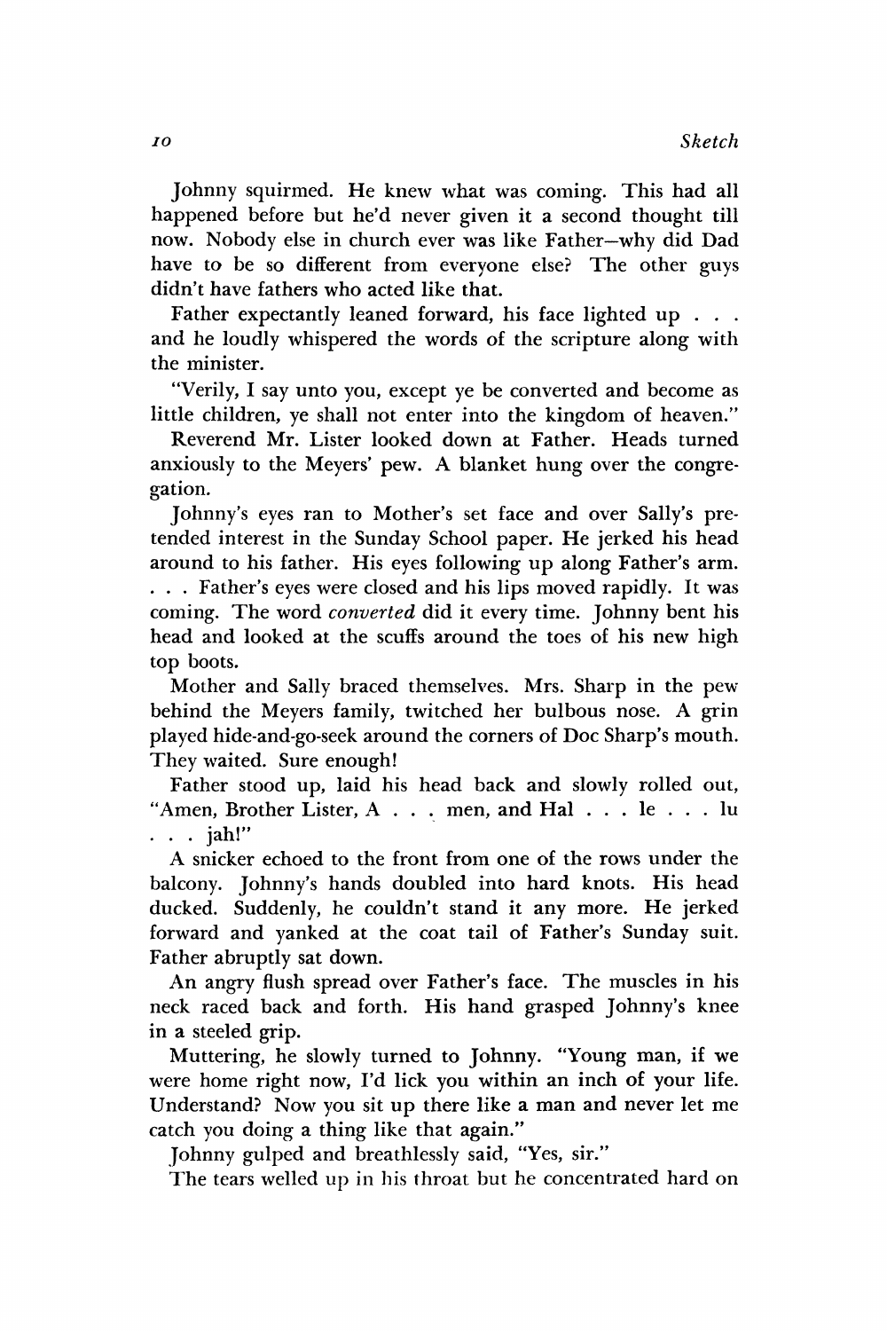Johnny squirmed. He knew what was coming. This had all happened before but he'd never given it a second thought till now. Nobody else in church ever was like Father—why did Dad have to be so different from everyone else? The other guys didn't have fathers who acted like that.

Father expectantly leaned forward, his face lighted up . . . and he loudly whispered the words of the scripture along with the minister.

"Verily, I say unto you, except ye be converted and become as little children, ye shall not enter into the kingdom of heaven."

Reverend Mr. Lister looked down at Father. Heads turned anxiously to the Meyers' pew. A blanket hung over the congregation.

Johnny's eyes ran to Mother's set face and over Sally's pretended interest in the Sunday School paper. He jerked his head around to his father. His eyes following up along Father's arm. . . . Father's eyes were closed and his lips moved rapidly. It was coming. The word *converted* did it every time. Johnny bent his head and looked at the scuffs around the toes of his new high top boots.

Mother and Sally braced themselves. Mrs. Sharp in the pew behind the Meyers family, twitched her bulbous nose. A grin played hide-and-go-seek around the corners of Doc Sharp's mouth. They waited. Sure enough!

Father stood up, laid his head back and slowly rolled out, "Amen, Brother Lister, A . . . men, and Hal . . . le . . . lu . . . jah!"

A snicker echoed to the front from one of the rows under the balcony. Johnny's hands doubled into hard knots. His head ducked. Suddenly, he couldn't stand it any more. He jerked forward and yanked at the coat tail of Father's Sunday suit. Father abruptly sat down.

An angry flush spread over Father's face. The muscles in his neck raced back and forth. His hand grasped Johnny's knee in a steeled grip.

Muttering, he slowly turned to Johnny. "Young man, if we were home right now, I'd lick you within an inch of your life. Understand? Now you sit up there like a man and never let me catch you doing a thing like that again."

Johnny gulped and breathlessly said, "Yes, sir."

The tears welled up in his throat but he concentrated hard on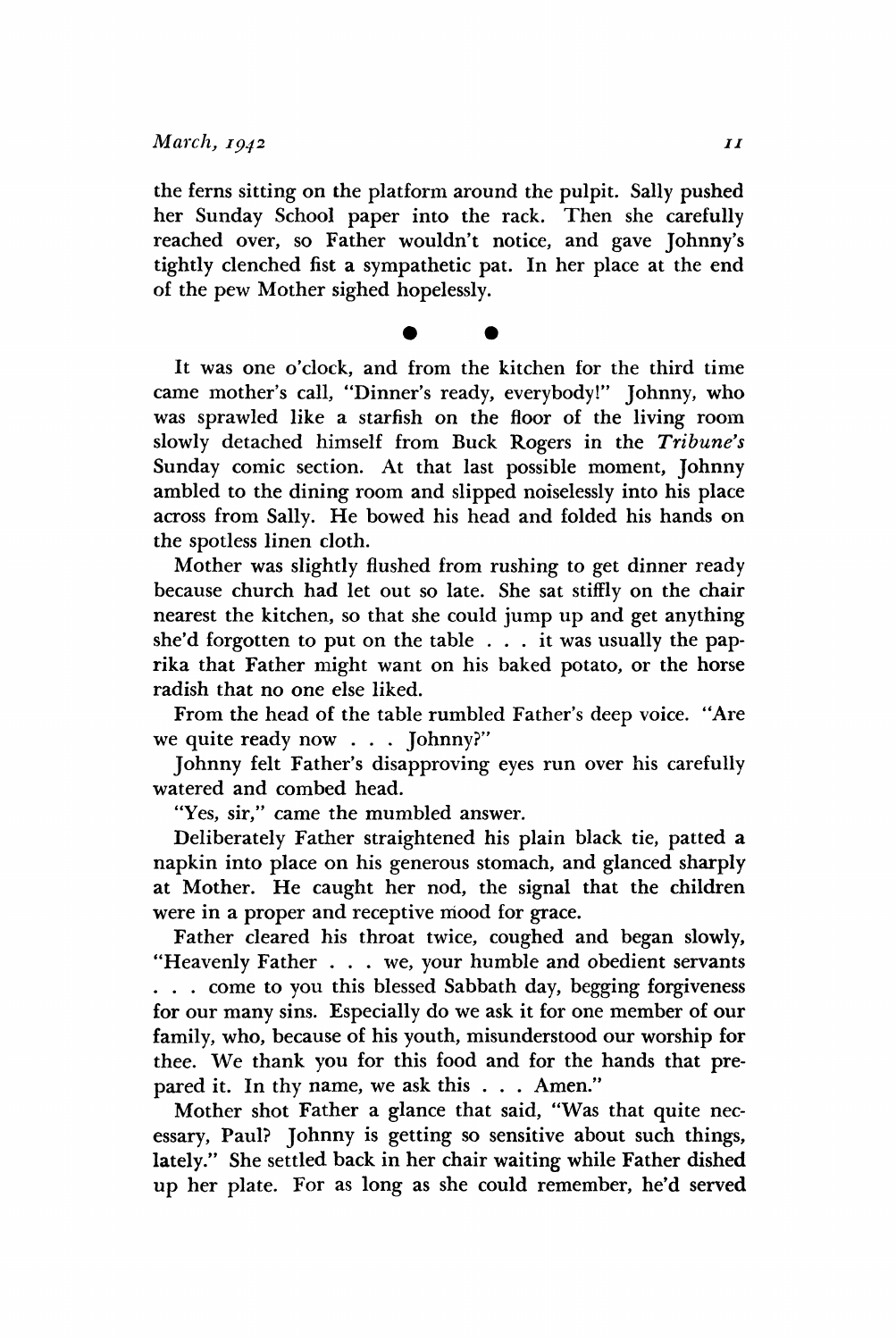the ferns sitting on the platform around the pulpit. Sally pushed her Sunday School paper into the rack. Then she carefully reached over, so Father wouldn't notice, and gave Johnny's tightly clenched fist a sympathetic pat. In her place at the end of the pew Mother sighed hopelessly.

● ●

It was one o'clock, and from the kitchen for the third time came mother's call, "Dinner's ready, everybody!" Johnny, who was sprawled like a starfish on the floor of the living room slowly detached himself from Buck Rogers in the *Tribune's* Sunday comic section. At that last possible moment, Johnny ambled to the dining room and slipped noiselessly into his place across from Sally. He bowed his head and folded his hands on the spotless linen cloth.

Mother was slightly flushed from rushing to get dinner ready because church had let out so late. She sat stiffly on the chair nearest the kitchen, so that she could jump up and get anything she'd forgotten to put on the table . . . it was usually the paprika that Father might want on his baked potato, or the horse radish that no one else liked.

From the head of the table rumbled Father's deep voice. "Are we quite ready now . . . Johnny?"

Johnny felt Father's disapproving eyes run over his carefully watered and combed head.

"Yes, sir," came the mumbled answer.

Deliberately Father straightened his plain black tie, patted a napkin into place on his generous stomach, and glanced sharply at Mother. He caught her nod, the signal that the children were in a proper and receptive mood for grace.

Father cleared his throat twice, coughed and began slowly, "Heavenly Father . . . we, your humble and obedient servants . . . come to you this blessed Sabbath day, begging forgiveness for our many sins. Especially do we ask it for one member of our family, who, because of his youth, misunderstood our worship for thee. We thank you for this food and for the hands that prepared it. In thy name, we ask this . . . Amen."

Mother shot Father a glance that said, "Was that quite necessary, Paul? Johnny is getting so sensitive about such things, lately." She settled back in her chair waiting while Father dished up her plate. For as long as she could remember, he'd served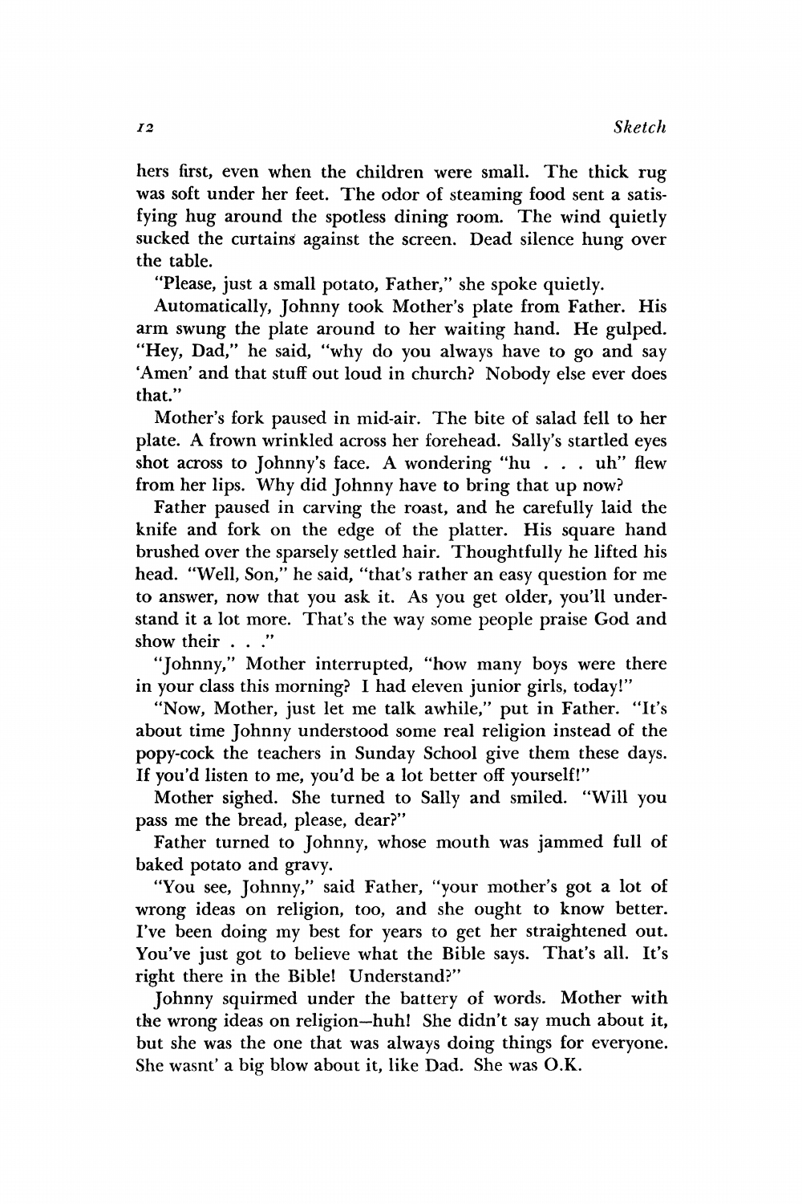hers first, even when the children were small. The thick rug was soft under her feet. The odor of steaming food sent a satisfying hug around the spotless dining room. The wind quietly sucked the curtains against the screen. Dead silence hung over the table.

"Please, just a small potato, Father," she spoke quietly.

Automatically, Johnny took Mother's plate from Father. His arm swung the plate around to her waiting hand. He gulped. "Hey, Dad," he said, "why do you always have to go and say 'Amen' and that stuff out loud in church? Nobody else ever does that."

Mother's fork paused in mid-air. The bite of salad fell to her plate. A frown wrinkled across her forehead. Sally's startled eyes shot across to Johnny's face. A wondering "hu . . . uh" flew from her lips. Why did Johnny have to bring that up now?

Father paused in carving the roast, and he carefully laid the knife and fork on the edge of the platter. His square hand brushed over the sparsely settled hair. Thoughtfully he lifted his head. "Well, Son," he said, "that's rather an easy question for me to answer, now that you ask it. As you get older, you'll understand it a lot more. That's the way some people praise God and show their . . ."

"Johnny," Mother interrupted, "how many boys were there in your class this morning? I had eleven junior girls, today!"

"Now, Mother, just let me talk awhile," put in Father. "It's about time Johnny understood some real religion instead of the popy-cock the teachers in Sunday School give them these days. If you'd listen to me, you'd be a lot better off yourself!"

Mother sighed. She turned to Sally and smiled. "Will you pass me the bread, please, dear?"

Father turned to Johnny, whose mouth was jammed full of baked potato and gravy.

"You see, Johnny," said Father, "your mother's got a lot of wrong ideas on religion, too, and she ought to know better. I've been doing my best for years to get her straightened out. You've just got to believe what the Bible says. That's all. It's right there in the Bible! Understand?"

Johnny squirmed under the battery of words. Mother with the wrong ideas on religion—huh! She didn't say much about it, but she was the one that was always doing things for everyone. She wasnt' a big blow about it, like Dad. She was O.K.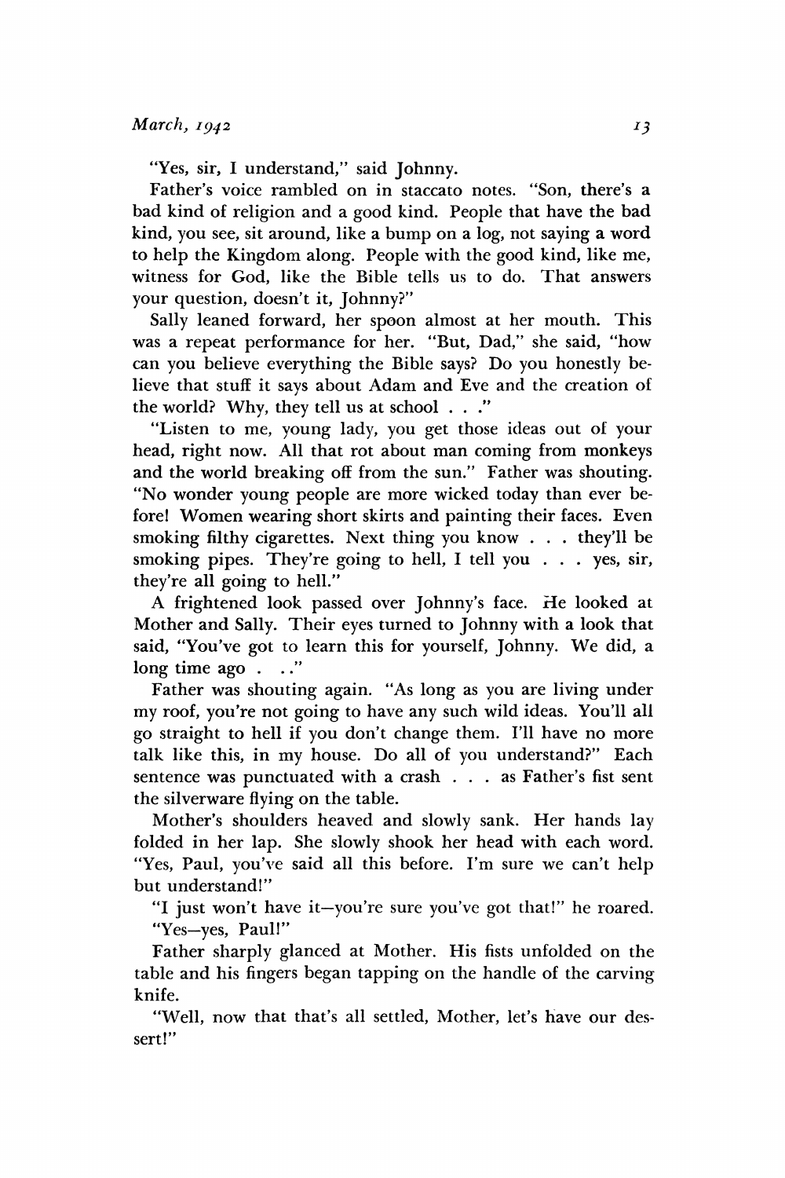"Yes, sir, I understand," said Johnny.

Father's voice rambled on in staccato notes. "Son, there's a bad kind of religion and a good kind. People that have the bad kind, you see, sit around, like a bump on a log, not saying a word to help the Kingdom along. People with the good kind, like me, witness for God, like the Bible tells us to do. That answers your question, doesn't it, Johnny?"

Sally leaned forward, her spoon almost at her mouth. This was a repeat performance for her. "But, Dad," she said, "how can you believe everything the Bible says? Do you honestly believe that stuff it says about Adam and Eve and the creation of the world? Why, they tell us at school . . ."

"Listen to me, young lady, you get those ideas out of your head, right now. All that rot about man coming from monkeys and the world breaking off from the sun." Father was shouting. "No wonder young people are more wicked today than ever before! Women wearing short skirts and painting their faces. Even smoking filthy cigarettes. Next thing you know . . . they'll be smoking pipes. They're going to hell, I tell you . . . yes, sir, they're all going to hell."

A frightened look passed over Johnny's face. He looked at Mother and Sally. Their eyes turned to Johnny with a look that said, "You've got to learn this for yourself, Johnny. We did, a long time ago . . ."

Father was shouting again. "As long as you are living under my roof, you're not going to have any such wild ideas. You'll all go straight to hell if you don't change them. I'll have no more talk like this, in my house. Do all of you understand?" Each sentence was punctuated with a crash . . . as Father's fist sent the silverware flying on the table.

Mother's shoulders heaved and slowly sank. Her hands lay folded in her lap. She slowly shook her head with each word. "Yes, Paul, you've said all this before. I'm sure we can't help but understand!"

"I just won't have it—you're sure you've got that!" he roared.

"Yes—yes, Paul!"

Father sharply glanced at Mother. His fists unfolded on the table and his fingers began tapping on the handle of the carving knife.

"Well, now that that's all settled, Mother, let's have our dessert!"